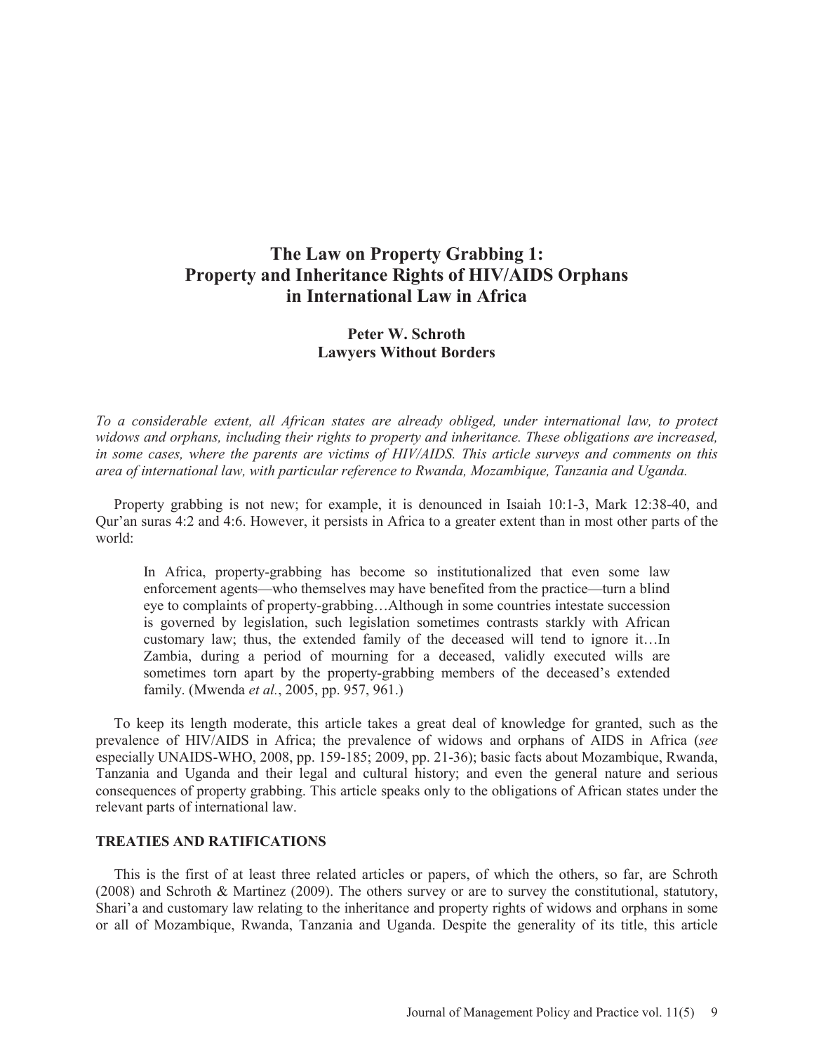# The Law on Property Grabbing 1: Property and Inheritance Rights of HIV/AIDS Orphans in International Law in Africa

**Peter W. Schroth**
**Lawyers Without Borders**

*To a considerable extent, all African states are already obliged, under international law, to protect widows and orphans, including their rights to property and inheritance. These obligations are increased, in some cases, where the parents are victims of HIV/AIDS. This article surveys and comments on this area of international law, with particular reference to Rwanda, Mozambique, Tanzania and Uganda.*

Property grabbing is not new; for example, it is denounced in Isaiah 10:1-3, Mark 12:38-40, and Qur'an suras 4:2 and 4:6. However, it persists in Africa to a greater extent than in most other parts of the world:

> In Africa, property-grabbing has become so institutionalized that even some law enforcement agents—who themselves may have benefited from the practice—turn a blind eye to complaints of property-grabbing…Although in some countries intestate succession is governed by legislation, such legislation sometimes contrasts starkly with African customary law; thus, the extended family of the deceased will tend to ignore it…In Zambia, during a period of mourning for a deceased, validly executed wills are sometimes torn apart by the property-grabbing members of the deceased's extended family. (Mwenda *et al.*, 2005, pp. 957, 961.)

To keep its length moderate, this article takes a great deal of knowledge for granted, such as the prevalence of HIV/AIDS in Africa; the prevalence of widows and orphans of AIDS in Africa (*see* especially UNAIDS-WHO, 2008, pp. 159-185; 2009, pp. 21-36); basic facts about Mozambique, Rwanda, Tanzania and Uganda and their legal and cultural history; and even the general nature and serious consequences of property grabbing. This article speaks only to the obligations of African states under the relevant parts of international law.

## TREATIES AND RATIFICATIONS

This is the first of at least three related articles or papers, of which the others, so far, are Schroth (2008) and Schroth & Martinez (2009). The others survey or are to survey the constitutional, statutory, Shari'a and customary law relating to the inheritance and property rights of widows and orphans in some or all of Mozambique, Rwanda, Tanzania and Uganda. Despite the generality of its title, this article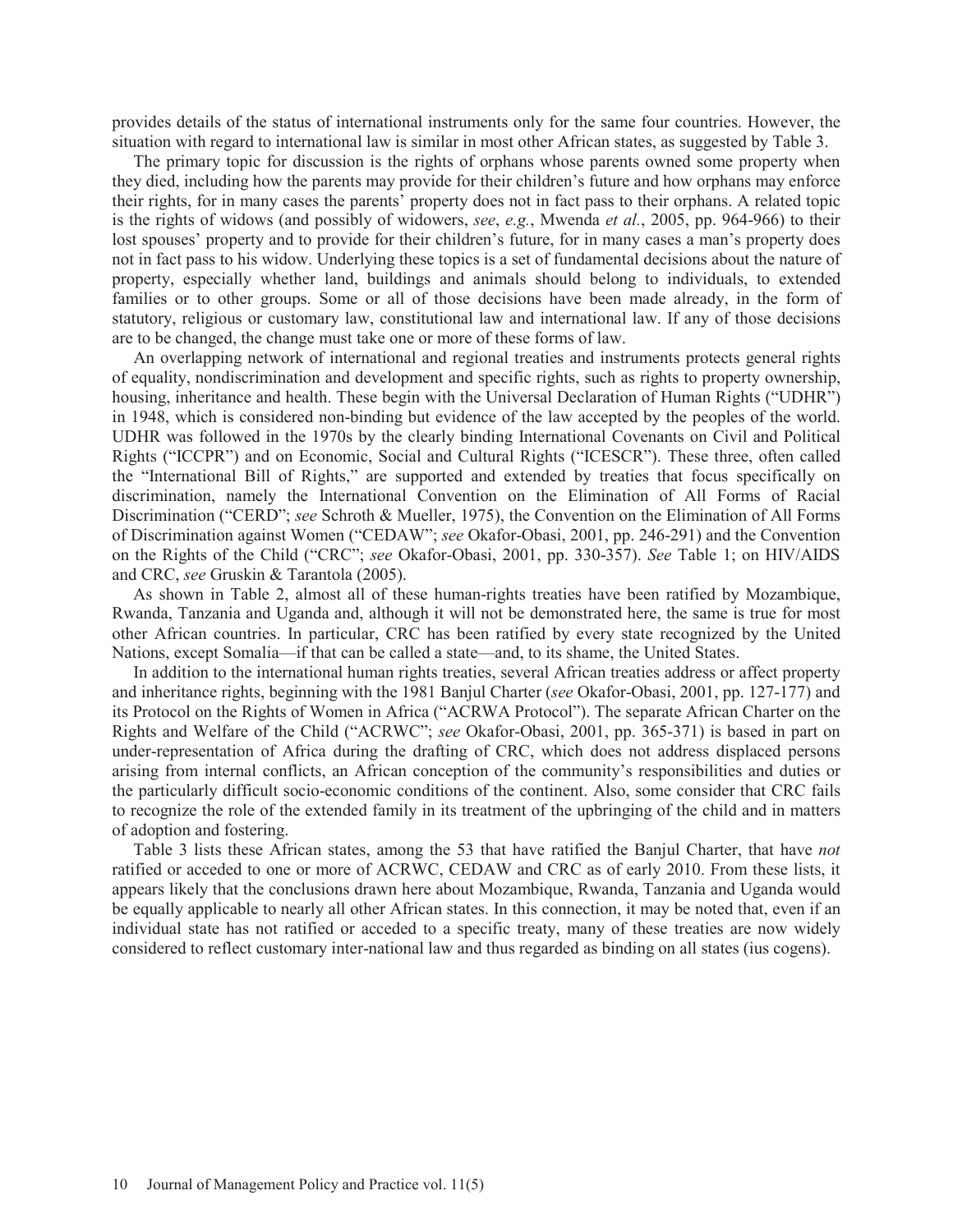provides details of the status of international instruments only for the same four countries. However, the situation with regard to international law is similar in most other African states, as suggested by Table 3.

The primary topic for discussion is the rights of orphans whose parents owned some property when they died, including how the parents may provide for their children's future and how orphans may enforce their rights, for in many cases the parents' property does not in fact pass to their orphans. A related topic is the rights of widows (and possibly of widowers, *see*, *e.g.*, Mwenda *et al.*, 2005, pp. 964-966) to their lost spouses' property and to provide for their children's future, for in many cases a man's property does not in fact pass to his widow. Underlying these topics is a set of fundamental decisions about the nature of property, especially whether land, buildings and animals should belong to individuals, to extended families or to other groups. Some or all of those decisions have been made already, in the form of statutory, religious or customary law, constitutional law and international law. If any of those decisions are to be changed, the change must take one or more of these forms of law.

An overlapping network of international and regional treaties and instruments protects general rights of equality, nondiscrimination and development and specific rights, such as rights to property ownership, housing, inheritance and health. These begin with the Universal Declaration of Human Rights ("UDHR") in 1948, which is considered non-binding but evidence of the law accepted by the peoples of the world. UDHR was followed in the 1970s by the clearly binding International Covenants on Civil and Political Rights ("ICCPR") and on Economic, Social and Cultural Rights ("ICESCR"). These three, often called the "International Bill of Rights," are supported and extended by treaties that focus specifically on discrimination, namely the International Convention on the Elimination of All Forms of Racial Discrimination ("CERD"; *see* Schroth & Mueller, 1975), the Convention on the Elimination of All Forms of Discrimination against Women ("CEDAW"; *see* Okafor-Obasi, 2001, pp. 246-291) and the Convention on the Rights of the Child ("CRC"; *see* Okafor-Obasi, 2001, pp. 330-357). *See* Table 1; on HIV/AIDS and CRC, *see* Gruskin & Tarantola (2005).

As shown in Table 2, almost all of these human-rights treaties have been ratified by Mozambique, Rwanda, Tanzania and Uganda and, although it will not be demonstrated here, the same is true for most other African countries. In particular, CRC has been ratified by every state recognized by the United Nations, except Somalia—if that can be called a state—and, to its shame, the United States.

In addition to the international human rights treaties, several African treaties address or affect property and inheritance rights, beginning with the 1981 Banjul Charter (*see* Okafor-Obasi, 2001, pp. 127-177) and its Protocol on the Rights of Women in Africa ("ACRWA Protocol"). The separate African Charter on the Rights and Welfare of the Child ("ACRWC"; *see* Okafor-Obasi, 2001, pp. 365-371) is based in part on under-representation of Africa during the drafting of CRC, which does not address displaced persons arising from internal conflicts, an African conception of the community's responsibilities and duties or the particularly difficult socio-economic conditions of the continent. Also, some consider that CRC fails to recognize the role of the extended family in its treatment of the upbringing of the child and in matters of adoption and fostering.

Table 3 lists these African states, among the 53 that have ratified the Banjul Charter, that have *not* ratified or acceded to one or more of ACRWC, CEDAW and CRC as of early 2010. From these lists, it appears likely that the conclusions drawn here about Mozambique, Rwanda, Tanzania and Uganda would be equally applicable to nearly all other African states. In this connection, it may be noted that, even if an individual state has not ratified or acceded to a specific treaty, many of these treaties are now widely considered to reflect customary inter-national law and thus regarded as binding on all states (ius cogens).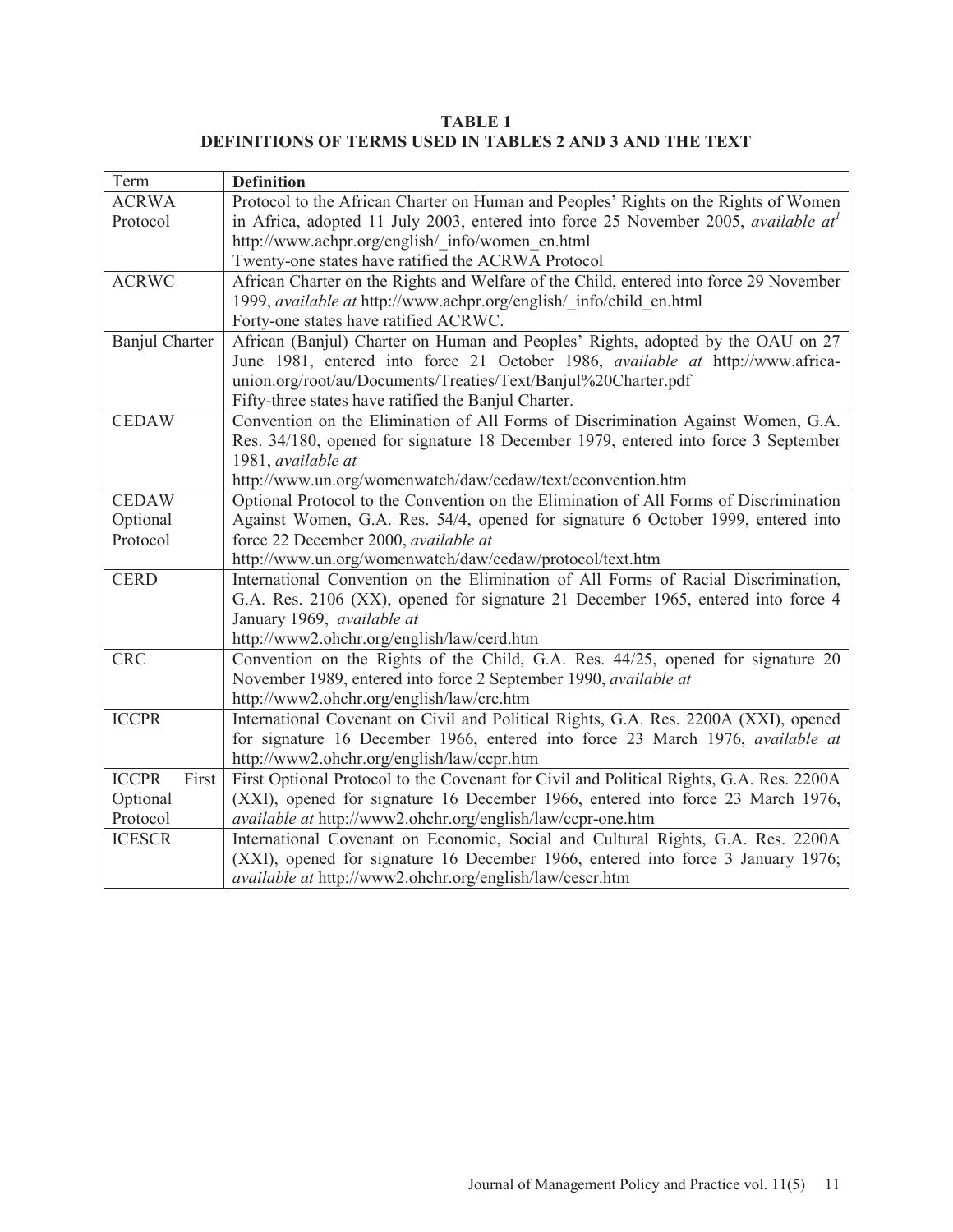**TABLE 1**
**DEFINITIONS OF TERMS USED IN TABLES 2 AND 3 AND THE TEXT**

| Term | **Definition** |
|---|---|
| ACRWA Protocol | Protocol to the African Charter on Human and Peoples' Rights on the Rights of Women in Africa, adopted 11 July 2003, entered into force 25 November 2005, *available at*[1] http://www.achpr.org/english/_info/women_en.html<br>Twenty-one states have ratified the ACRWA Protocol |
| ACRWC | African Charter on the Rights and Welfare of the Child, entered into force 29 November 1999, *available at* http://www.achpr.org/english/_info/child_en.html<br>Forty-one states have ratified ACRWC. |
| Banjul Charter | African (Banjul) Charter on Human and Peoples' Rights, adopted by the OAU on 27 June 1981, entered into force 21 October 1986, *available at* http://www.africa-union.org/root/au/Documents/Treaties/Text/Banjul%20Charter.pdf<br>Fifty-three states have ratified the Banjul Charter. |
| CEDAW | Convention on the Elimination of All Forms of Discrimination Against Women, G.A. Res. 34/180, opened for signature 18 December 1979, entered into force 3 September 1981, *available at*<br>http://www.un.org/womenwatch/daw/cedaw/text/econvention.htm |
| CEDAW Optional Protocol | Optional Protocol to the Convention on the Elimination of All Forms of Discrimination Against Women, G.A. Res. 54/4, opened for signature 6 October 1999, entered into force 22 December 2000, *available at*<br>http://www.un.org/womenwatch/daw/cedaw/protocol/text.htm |
| CERD | International Convention on the Elimination of All Forms of Racial Discrimination, G.A. Res. 2106 (XX), opened for signature 21 December 1965, entered into force 4 January 1969, *available at*<br>http://www2.ohchr.org/english/law/cerd.htm |
| CRC | Convention on the Rights of the Child, G.A. Res. 44/25, opened for signature 20 November 1989, entered into force 2 September 1990, *available at*<br>http://www2.ohchr.org/english/law/crc.htm |
| ICCPR | International Covenant on Civil and Political Rights, G.A. Res. 2200A (XXI), opened for signature 16 December 1966, entered into force 23 March 1976, *available at* http://www2.ohchr.org/english/law/ccpr.htm |
| ICCPR First Optional Protocol | First Optional Protocol to the Covenant for Civil and Political Rights, G.A. Res. 2200A (XXI), opened for signature 16 December 1966, entered into force 23 March 1976, *available at* http://www2.ohchr.org/english/law/ccpr-one.htm |
| ICESCR | International Covenant on Economic, Social and Cultural Rights, G.A. Res. 2200A (XXI), opened for signature 16 December 1966, entered into force 3 January 1976; *available at* http://www2.ohchr.org/english/law/cescr.htm |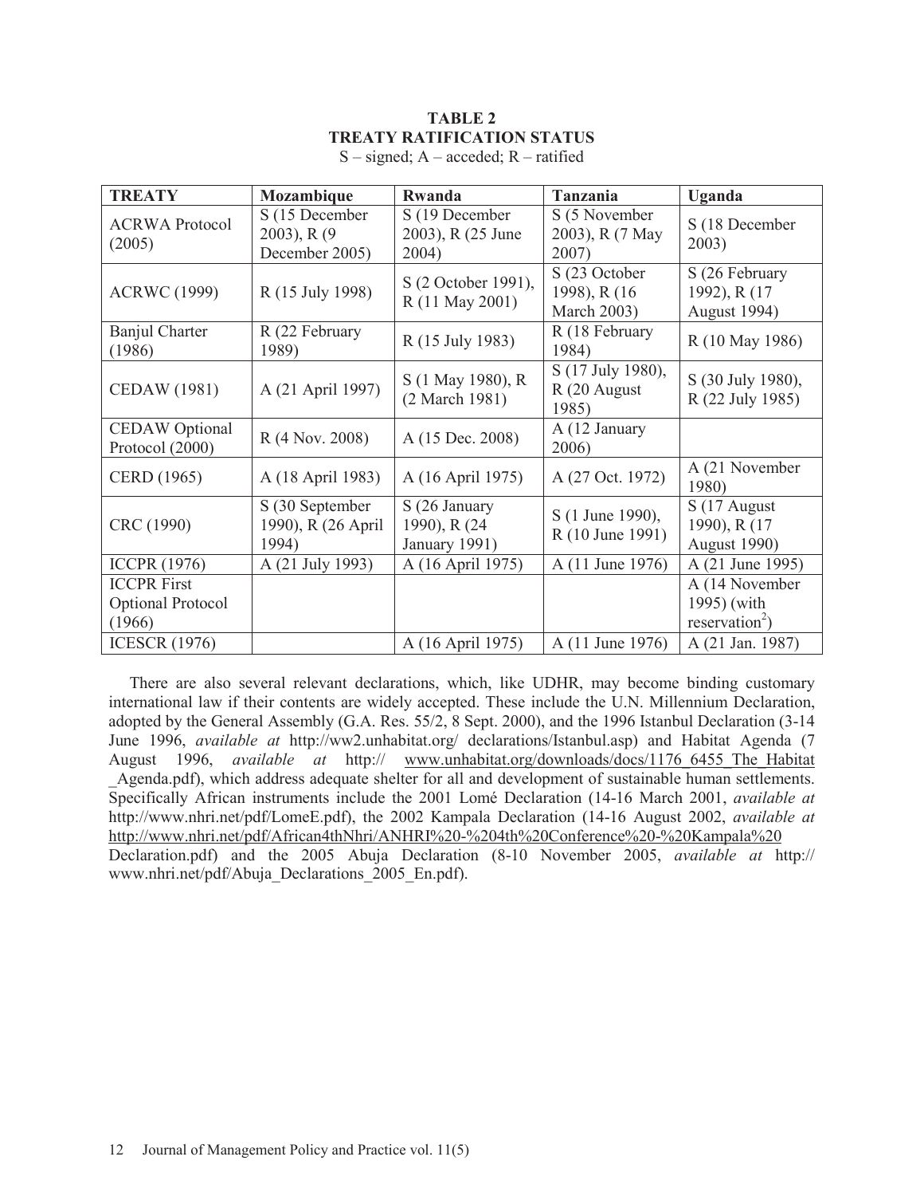**TABLE 2**
**TREATY RATIFICATION STATUS**
S – signed; A – acceded; R – ratified

| TREATY | Mozambique | Rwanda | Tanzania | Uganda |
|---|---|---|---|---|
| ACRWA Protocol (2005) | S (15 December 2003), R (9 December 2005) | S (19 December 2003), R (25 June 2004) | S (5 November 2003), R (7 May 2007) | S (18 December 2003) |
| ACRWC (1999) | R (15 July 1998) | S (2 October 1991), R (11 May 2001) | S (23 October 1998), R (16 March 2003) | S (26 February 1992), R (17 August 1994) |
| Banjul Charter (1986) | R (22 February 1989) | R (15 July 1983) | R (18 February 1984) | R (10 May 1986) |
| CEDAW (1981) | A (21 April 1997) | S (1 May 1980), R (2 March 1981) | S (17 July 1980), R (20 August 1985) | S (30 July 1980), R (22 July 1985) |
| CEDAW Optional Protocol (2000) | R (4 Nov. 2008) | A (15 Dec. 2008) | A (12 January 2006) | |
| CERD (1965) | A (18 April 1983) | A (16 April 1975) | A (27 Oct. 1972) | A (21 November 1980) |
| CRC (1990) | S (30 September 1990), R (26 April 1994) | S (26 January 1990), R (24 January 1991) | S (1 June 1990), R (10 June 1991) | S (17 August 1990), R (17 August 1990) |
| ICCPR (1976) | A (21 July 1993) | A (16 April 1975) | A (11 June 1976) | A (21 June 1995) |
| ICCPR First Optional Protocol (1966) | | | | A (14 November 1995) (with reservation[2]) |
| ICESCR (1976) | | A (16 April 1975) | A (11 June 1976) | A (21 Jan. 1987) |

There are also several relevant declarations, which, like UDHR, may become binding customary international law if their contents are widely accepted. These include the U.N. Millennium Declaration, adopted by the General Assembly (G.A. Res. 55/2, 8 Sept. 2000), and the 1996 Istanbul Declaration (3-14 June 1996, *available at* http://ww2.unhabitat.org/ declarations/Istanbul.asp) and Habitat Agenda (7 August 1996, *available at* http:// www.unhabitat.org/downloads/docs/1176_6455_The_Habitat_Agenda.pdf), which address adequate shelter for all and development of sustainable human settlements. Specifically African instruments include the 2001 Lomé Declaration (14-16 March 2001, *available at* http://www.nhri.net/pdf/LomeE.pdf), the 2002 Kampala Declaration (14-16 August 2002, *available at* http://www.nhri.net/pdf/African4thNhri/ANHRI%20-%204th%20Conference%20-%20Kampala%20 Declaration.pdf) and the 2005 Abuja Declaration (8-10 November 2005, *available at* http:// www.nhri.net/pdf/Abuja_Declarations_2005_En.pdf).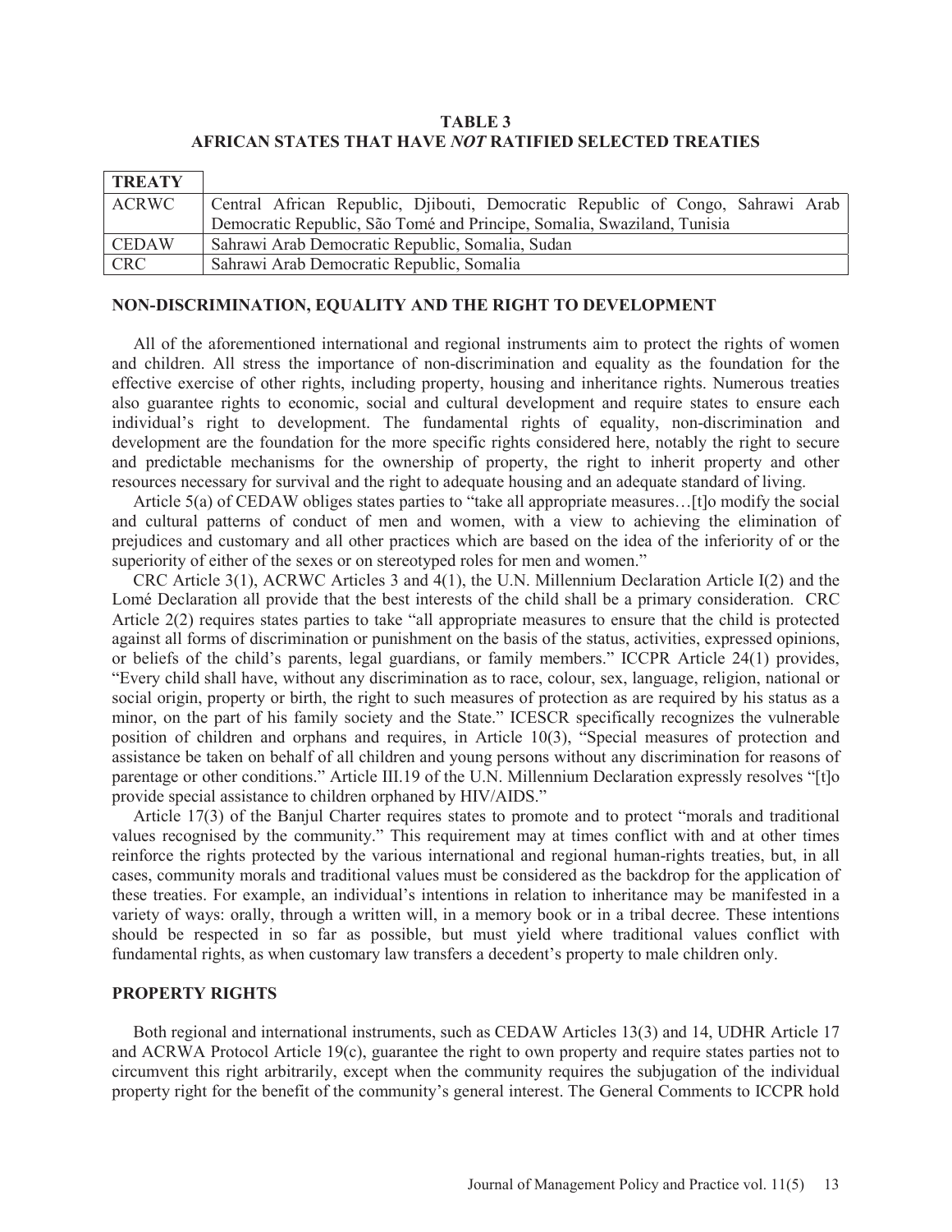**TABLE 3**
**AFRICAN STATES THAT HAVE *NOT* RATIFIED SELECTED TREATIES**

| TREATY | |
|---|---|
| ACRWC | Central African Republic, Djibouti, Democratic Republic of Congo, Sahrawi Arab Democratic Republic, São Tomé and Principe, Somalia, Swaziland, Tunisia |
| CEDAW | Sahrawi Arab Democratic Republic, Somalia, Sudan |
| CRC | Sahrawi Arab Democratic Republic, Somalia |

## NON-DISCRIMINATION, EQUALITY AND THE RIGHT TO DEVELOPMENT

All of the aforementioned international and regional instruments aim to protect the rights of women and children. All stress the importance of non-discrimination and equality as the foundation for the effective exercise of other rights, including property, housing and inheritance rights. Numerous treaties also guarantee rights to economic, social and cultural development and require states to ensure each individual's right to development. The fundamental rights of equality, non-discrimination and development are the foundation for the more specific rights considered here, notably the right to secure and predictable mechanisms for the ownership of property, the right to inherit property and other resources necessary for survival and the right to adequate housing and an adequate standard of living.

Article 5(a) of CEDAW obliges states parties to "take all appropriate measures…[t]o modify the social and cultural patterns of conduct of men and women, with a view to achieving the elimination of prejudices and customary and all other practices which are based on the idea of the inferiority of or the superiority of either of the sexes or on stereotyped roles for men and women."

CRC Article 3(1), ACRWC Articles 3 and 4(1), the U.N. Millennium Declaration Article I(2) and the Lomé Declaration all provide that the best interests of the child shall be a primary consideration. CRC Article 2(2) requires states parties to take "all appropriate measures to ensure that the child is protected against all forms of discrimination or punishment on the basis of the status, activities, expressed opinions, or beliefs of the child's parents, legal guardians, or family members." ICCPR Article 24(1) provides, "Every child shall have, without any discrimination as to race, colour, sex, language, religion, national or social origin, property or birth, the right to such measures of protection as are required by his status as a minor, on the part of his family society and the State." ICESCR specifically recognizes the vulnerable position of children and orphans and requires, in Article 10(3), "Special measures of protection and assistance be taken on behalf of all children and young persons without any discrimination for reasons of parentage or other conditions." Article III.19 of the U.N. Millennium Declaration expressly resolves "[t]o provide special assistance to children orphaned by HIV/AIDS."

Article 17(3) of the Banjul Charter requires states to promote and to protect "morals and traditional values recognised by the community." This requirement may at times conflict with and at other times reinforce the rights protected by the various international and regional human-rights treaties, but, in all cases, community morals and traditional values must be considered as the backdrop for the application of these treaties. For example, an individual's intentions in relation to inheritance may be manifested in a variety of ways: orally, through a written will, in a memory book or in a tribal decree. These intentions should be respected in so far as possible, but must yield where traditional values conflict with fundamental rights, as when customary law transfers a decedent's property to male children only.

## PROPERTY RIGHTS

Both regional and international instruments, such as CEDAW Articles 13(3) and 14, UDHR Article 17 and ACRWA Protocol Article 19(c), guarantee the right to own property and require states parties not to circumvent this right arbitrarily, except when the community requires the subjugation of the individual property right for the benefit of the community's general interest. The General Comments to ICCPR hold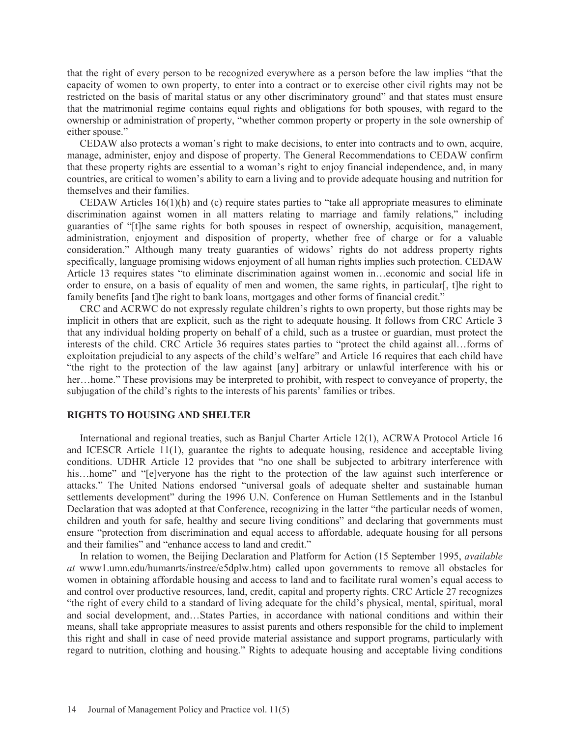that the right of every person to be recognized everywhere as a person before the law implies "that the capacity of women to own property, to enter into a contract or to exercise other civil rights may not be restricted on the basis of marital status or any other discriminatory ground" and that states must ensure that the matrimonial regime contains equal rights and obligations for both spouses, with regard to the ownership or administration of property, "whether common property or property in the sole ownership of either spouse."

CEDAW also protects a woman's right to make decisions, to enter into contracts and to own, acquire, manage, administer, enjoy and dispose of property. The General Recommendations to CEDAW confirm that these property rights are essential to a woman's right to enjoy financial independence, and, in many countries, are critical to women's ability to earn a living and to provide adequate housing and nutrition for themselves and their families.

CEDAW Articles 16(1)(h) and (c) require states parties to "take all appropriate measures to eliminate discrimination against women in all matters relating to marriage and family relations," including guaranties of "[t]he same rights for both spouses in respect of ownership, acquisition, management, administration, enjoyment and disposition of property, whether free of charge or for a valuable consideration." Although many treaty guaranties of widows' rights do not address property rights specifically, language promising widows enjoyment of all human rights implies such protection. CEDAW Article 13 requires states "to eliminate discrimination against women in…economic and social life in order to ensure, on a basis of equality of men and women, the same rights, in particular[, t]he right to family benefits [and t]he right to bank loans, mortgages and other forms of financial credit."

CRC and ACRWC do not expressly regulate children's rights to own property, but those rights may be implicit in others that are explicit, such as the right to adequate housing. It follows from CRC Article 3 that any individual holding property on behalf of a child, such as a trustee or guardian, must protect the interests of the child. CRC Article 36 requires states parties to "protect the child against all…forms of exploitation prejudicial to any aspects of the child's welfare" and Article 16 requires that each child have "the right to the protection of the law against [any] arbitrary or unlawful interference with his or her…home." These provisions may be interpreted to prohibit, with respect to conveyance of property, the subjugation of the child's rights to the interests of his parents' families or tribes.

## RIGHTS TO HOUSING AND SHELTER

International and regional treaties, such as Banjul Charter Article 12(1), ACRWA Protocol Article 16 and ICESCR Article 11(1), guarantee the rights to adequate housing, residence and acceptable living conditions. UDHR Article 12 provides that "no one shall be subjected to arbitrary interference with his…home" and "[e]veryone has the right to the protection of the law against such interference or attacks." The United Nations endorsed "universal goals of adequate shelter and sustainable human settlements development" during the 1996 U.N. Conference on Human Settlements and in the Istanbul Declaration that was adopted at that Conference, recognizing in the latter "the particular needs of women, children and youth for safe, healthy and secure living conditions" and declaring that governments must ensure "protection from discrimination and equal access to affordable, adequate housing for all persons and their families" and "enhance access to land and credit."

In relation to women, the Beijing Declaration and Platform for Action (15 September 1995, *available at* www1.umn.edu/humanrts/instree/e5dplw.htm) called upon governments to remove all obstacles for women in obtaining affordable housing and access to land and to facilitate rural women's equal access to and control over productive resources, land, credit, capital and property rights. CRC Article 27 recognizes "the right of every child to a standard of living adequate for the child's physical, mental, spiritual, moral and social development, and…States Parties, in accordance with national conditions and within their means, shall take appropriate measures to assist parents and others responsible for the child to implement this right and shall in case of need provide material assistance and support programs, particularly with regard to nutrition, clothing and housing." Rights to adequate housing and acceptable living conditions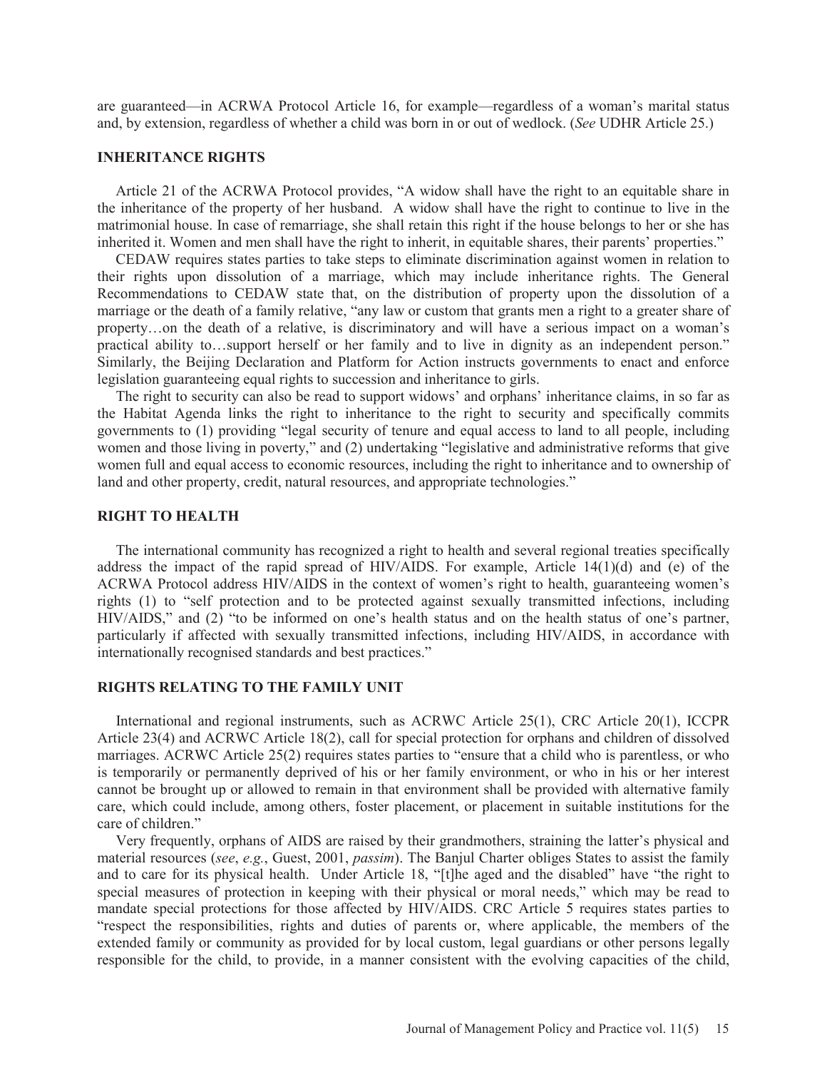are guaranteed—in ACRWA Protocol Article 16, for example—regardless of a woman's marital status and, by extension, regardless of whether a child was born in or out of wedlock. (*See* UDHR Article 25.)

## INHERITANCE RIGHTS

Article 21 of the ACRWA Protocol provides, "A widow shall have the right to an equitable share in the inheritance of the property of her husband. A widow shall have the right to continue to live in the matrimonial house. In case of remarriage, she shall retain this right if the house belongs to her or she has inherited it. Women and men shall have the right to inherit, in equitable shares, their parents' properties."

CEDAW requires states parties to take steps to eliminate discrimination against women in relation to their rights upon dissolution of a marriage, which may include inheritance rights. The General Recommendations to CEDAW state that, on the distribution of property upon the dissolution of a marriage or the death of a family relative, "any law or custom that grants men a right to a greater share of property…on the death of a relative, is discriminatory and will have a serious impact on a woman's practical ability to…support herself or her family and to live in dignity as an independent person." Similarly, the Beijing Declaration and Platform for Action instructs governments to enact and enforce legislation guaranteeing equal rights to succession and inheritance to girls.

The right to security can also be read to support widows' and orphans' inheritance claims, in so far as the Habitat Agenda links the right to inheritance to the right to security and specifically commits governments to (1) providing "legal security of tenure and equal access to land to all people, including women and those living in poverty," and (2) undertaking "legislative and administrative reforms that give women full and equal access to economic resources, including the right to inheritance and to ownership of land and other property, credit, natural resources, and appropriate technologies."

## RIGHT TO HEALTH

The international community has recognized a right to health and several regional treaties specifically address the impact of the rapid spread of HIV/AIDS. For example, Article 14(1)(d) and (e) of the ACRWA Protocol address HIV/AIDS in the context of women's right to health, guaranteeing women's rights (1) to "self protection and to be protected against sexually transmitted infections, including HIV/AIDS," and (2) "to be informed on one's health status and on the health status of one's partner, particularly if affected with sexually transmitted infections, including HIV/AIDS, in accordance with internationally recognised standards and best practices."

## RIGHTS RELATING TO THE FAMILY UNIT

International and regional instruments, such as ACRWC Article 25(1), CRC Article 20(1), ICCPR Article 23(4) and ACRWC Article 18(2), call for special protection for orphans and children of dissolved marriages. ACRWC Article 25(2) requires states parties to "ensure that a child who is parentless, or who is temporarily or permanently deprived of his or her family environment, or who in his or her interest cannot be brought up or allowed to remain in that environment shall be provided with alternative family care, which could include, among others, foster placement, or placement in suitable institutions for the care of children."

Very frequently, orphans of AIDS are raised by their grandmothers, straining the latter's physical and material resources (*see*, *e.g.*, Guest, 2001, *passim*). The Banjul Charter obliges States to assist the family and to care for its physical health. Under Article 18, "[t]he aged and the disabled" have "the right to special measures of protection in keeping with their physical or moral needs," which may be read to mandate special protections for those affected by HIV/AIDS. CRC Article 5 requires states parties to "respect the responsibilities, rights and duties of parents or, where applicable, the members of the extended family or community as provided for by local custom, legal guardians or other persons legally responsible for the child, to provide, in a manner consistent with the evolving capacities of the child,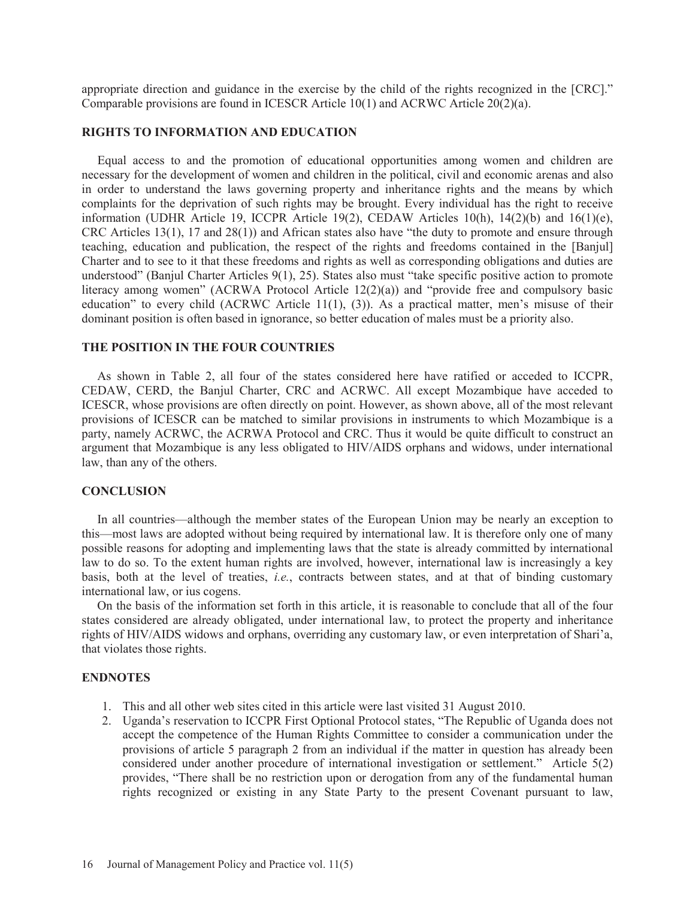appropriate direction and guidance in the exercise by the child of the rights recognized in the [CRC]." Comparable provisions are found in ICESCR Article 10(1) and ACRWC Article 20(2)(a).

## RIGHTS TO INFORMATION AND EDUCATION

Equal access to and the promotion of educational opportunities among women and children are necessary for the development of women and children in the political, civil and economic arenas and also in order to understand the laws governing property and inheritance rights and the means by which complaints for the deprivation of such rights may be brought. Every individual has the right to receive information (UDHR Article 19, ICCPR Article 19(2), CEDAW Articles 10(h), 14(2)(b) and 16(1)(e), CRC Articles 13(1), 17 and 28(1)) and African states also have "the duty to promote and ensure through teaching, education and publication, the respect of the rights and freedoms contained in the [Banjul] Charter and to see to it that these freedoms and rights as well as corresponding obligations and duties are understood" (Banjul Charter Articles 9(1), 25). States also must "take specific positive action to promote literacy among women" (ACRWA Protocol Article 12(2)(a)) and "provide free and compulsory basic education" to every child (ACRWC Article 11(1), (3)). As a practical matter, men's misuse of their dominant position is often based in ignorance, so better education of males must be a priority also.

## THE POSITION IN THE FOUR COUNTRIES

As shown in Table 2, all four of the states considered here have ratified or acceded to ICCPR, CEDAW, CERD, the Banjul Charter, CRC and ACRWC. All except Mozambique have acceded to ICESCR, whose provisions are often directly on point. However, as shown above, all of the most relevant provisions of ICESCR can be matched to similar provisions in instruments to which Mozambique is a party, namely ACRWC, the ACRWA Protocol and CRC. Thus it would be quite difficult to construct an argument that Mozambique is any less obligated to HIV/AIDS orphans and widows, under international law, than any of the others.

## CONCLUSION

In all countries—although the member states of the European Union may be nearly an exception to this—most laws are adopted without being required by international law. It is therefore only one of many possible reasons for adopting and implementing laws that the state is already committed by international law to do so. To the extent human rights are involved, however, international law is increasingly a key basis, both at the level of treaties, *i.e.*, contracts between states, and at that of binding customary international law, or ius cogens.

On the basis of the information set forth in this article, it is reasonable to conclude that all of the four states considered are already obligated, under international law, to protect the property and inheritance rights of HIV/AIDS widows and orphans, overriding any customary law, or even interpretation of Shari'a, that violates those rights.

## ENDNOTES

1. This and all other web sites cited in this article were last visited 31 August 2010.
2. Uganda's reservation to ICCPR First Optional Protocol states, "The Republic of Uganda does not accept the competence of the Human Rights Committee to consider a communication under the provisions of article 5 paragraph 2 from an individual if the matter in question has already been considered under another procedure of international investigation or settlement." Article 5(2) provides, "There shall be no restriction upon or derogation from any of the fundamental human rights recognized or existing in any State Party to the present Covenant pursuant to law,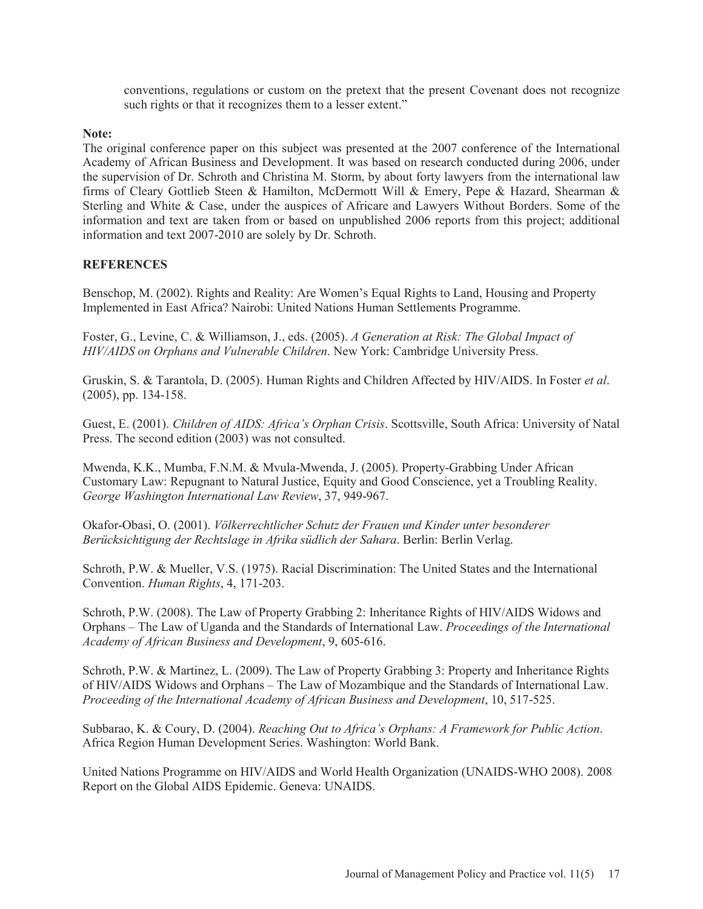conventions, regulations or custom on the pretext that the present Covenant does not recognize such rights or that it recognizes them to a lesser extent."

**Note:**
The original conference paper on this subject was presented at the 2007 conference of the International Academy of African Business and Development. It was based on research conducted during 2006, under the supervision of Dr. Schroth and Christina M. Storm, by about forty lawyers from the international law firms of Cleary Gottlieb Steen & Hamilton, McDermott Will & Emery, Pepe & Hazard, Shearman & Sterling and White & Case, under the auspices of Africare and Lawyers Without Borders. Some of the information and text are taken from or based on unpublished 2006 reports from this project; additional information and text 2007-2010 are solely by Dr. Schroth.

## REFERENCES

Benschop, M. (2002). Rights and Reality: Are Women's Equal Rights to Land, Housing and Property Implemented in East Africa? Nairobi: United Nations Human Settlements Programme.

Foster, G., Levine, C. & Williamson, J., eds. (2005). *A Generation at Risk: The Global Impact of HIV/AIDS on Orphans and Vulnerable Children*. New York: Cambridge University Press.

Gruskin, S. & Tarantola, D. (2005). Human Rights and Children Affected by HIV/AIDS. In Foster *et al*. (2005), pp. 134-158.

Guest, E. (2001). *Children of AIDS: Africa's Orphan Crisis*. Scottsville, South Africa: University of Natal Press. The second edition (2003) was not consulted.

Mwenda, K.K., Mumba, F.N.M. & Mvula-Mwenda, J. (2005). Property-Grabbing Under African Customary Law: Repugnant to Natural Justice, Equity and Good Conscience, yet a Troubling Reality. *George Washington International Law Review*, 37, 949-967.

Okafor-Obasi, O. (2001). *Völkerrechtlicher Schutz der Frauen und Kinder unter besonderer Berücksichtigung der Rechtslage in Afrika südlich der Sahara*. Berlin: Berlin Verlag.

Schroth, P.W. & Mueller, V.S. (1975). Racial Discrimination: The United States and the International Convention. *Human Rights*, 4, 171-203.

Schroth, P.W. (2008). The Law of Property Grabbing 2: Inheritance Rights of HIV/AIDS Widows and Orphans – The Law of Uganda and the Standards of International Law. *Proceedings of the International Academy of African Business and Development*, 9, 605-616.

Schroth, P.W. & Martinez, L. (2009). The Law of Property Grabbing 3: Property and Inheritance Rights of HIV/AIDS Widows and Orphans – The Law of Mozambique and the Standards of International Law. *Proceeding of the International Academy of African Business and Development*, 10, 517-525.

Subbarao, K. & Coury, D. (2004). *Reaching Out to Africa's Orphans: A Framework for Public Action*. Africa Region Human Development Series. Washington: World Bank.

United Nations Programme on HIV/AIDS and World Health Organization (UNAIDS-WHO 2008). 2008 Report on the Global AIDS Epidemic. Geneva: UNAIDS.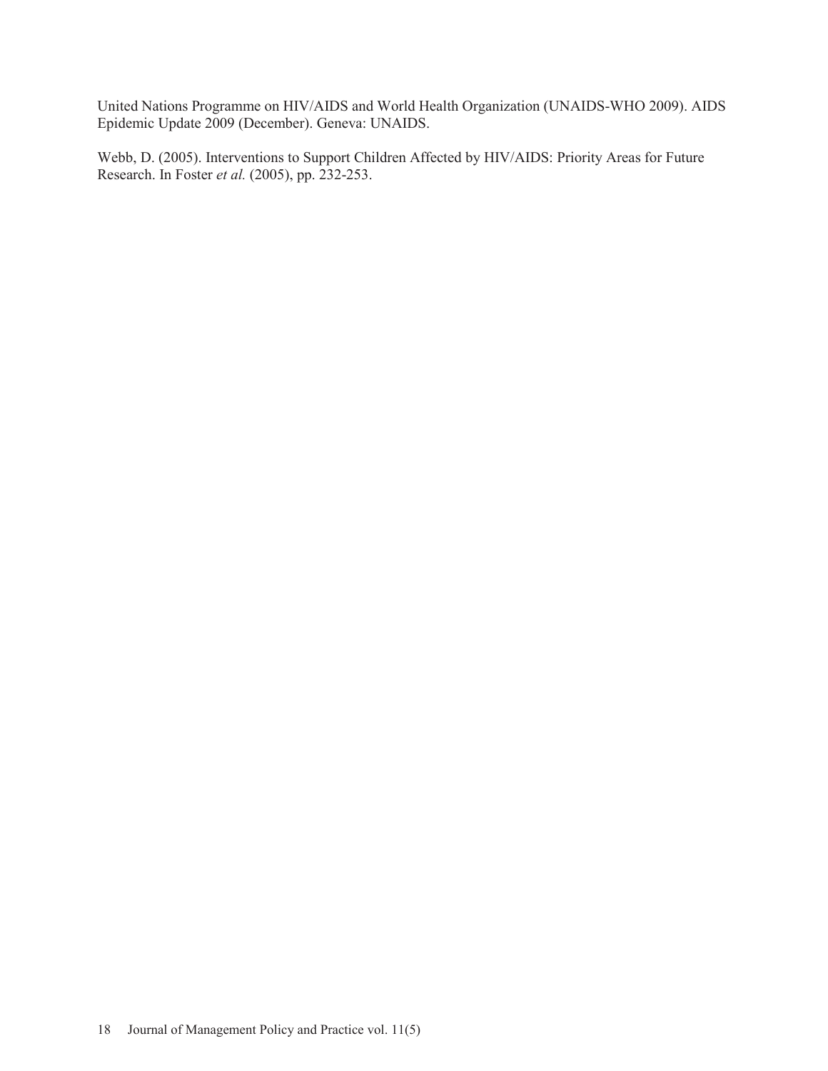United Nations Programme on HIV/AIDS and World Health Organization (UNAIDS-WHO 2009). AIDS Epidemic Update 2009 (December). Geneva: UNAIDS.

Webb, D. (2005). Interventions to Support Children Affected by HIV/AIDS: Priority Areas for Future Research. In Foster *et al.* (2005), pp. 232-253.